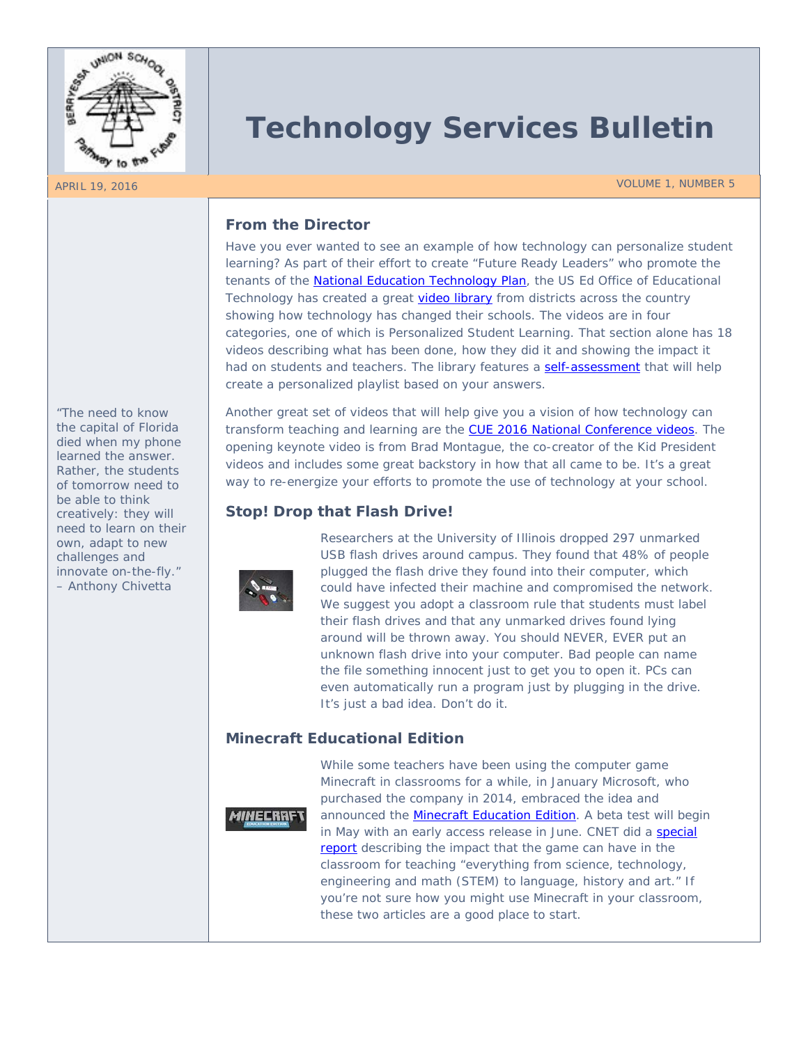# Technology Services Bulletin

APRIL 19, 2016

VOLUME 1, NUMBER 5

"The need to know the capital of Florida died when my phone learned the answer. Rather, the students of tomorrow need to be able to think creatively: they will need to learn on their own, adapt to new challenges and innovate on-the-fly."
– Anthony Chivetta

## From the Director

Have you ever wanted to see an example of how technology can personalize student learning? As part of their effort to create "Future Ready Leaders" who promote the tenants of the National Education Technology Plan, the US Ed Office of Educational Technology has created a great video library from districts across the country showing how technology has changed their schools. The videos are in four categories, one of which is Personalized Student Learning. That section alone has 18 videos describing what has been done, how they did it and showing the impact it had on students and teachers. The library features a self-assessment that will help create a personalized playlist based on your answers.

Another great set of videos that will help give you a vision of how technology can transform teaching and learning are the CUE 2016 National Conference videos. The opening keynote video is from Brad Montague, the co-creator of the Kid President videos and includes some great backstory in how that all came to be. It's a great way to re-energize your efforts to promote the use of technology at your school.

## Stop! Drop that Flash Drive!

Researchers at the University of Illinois dropped 297 unmarked USB flash drives around campus. They found that 48% of people plugged the flash drive they found into their computer, which could have infected their machine and compromised the network. We suggest you adopt a classroom rule that students must label their flash drives and that any unmarked drives found lying around will be thrown away. You should NEVER, EVER put an unknown flash drive into your computer. Bad people can name the file something innocent just to get you to open it. PCs can even automatically run a program just by plugging in the drive. It's just a bad idea. Don't do it.

## Minecraft Educational Edition

While some teachers have been using the computer game Minecraft in classrooms for a while, in January Microsoft, who purchased the company in 2014, embraced the idea and announced the Minecraft Education Edition. A beta test will begin in May with an early access release in June. CNET did a special report describing the impact that the game can have in the classroom for teaching "everything from science, technology, engineering and math (STEM) to language, history and art." If you're not sure how you might use Minecraft in your classroom, these two articles are a good place to start.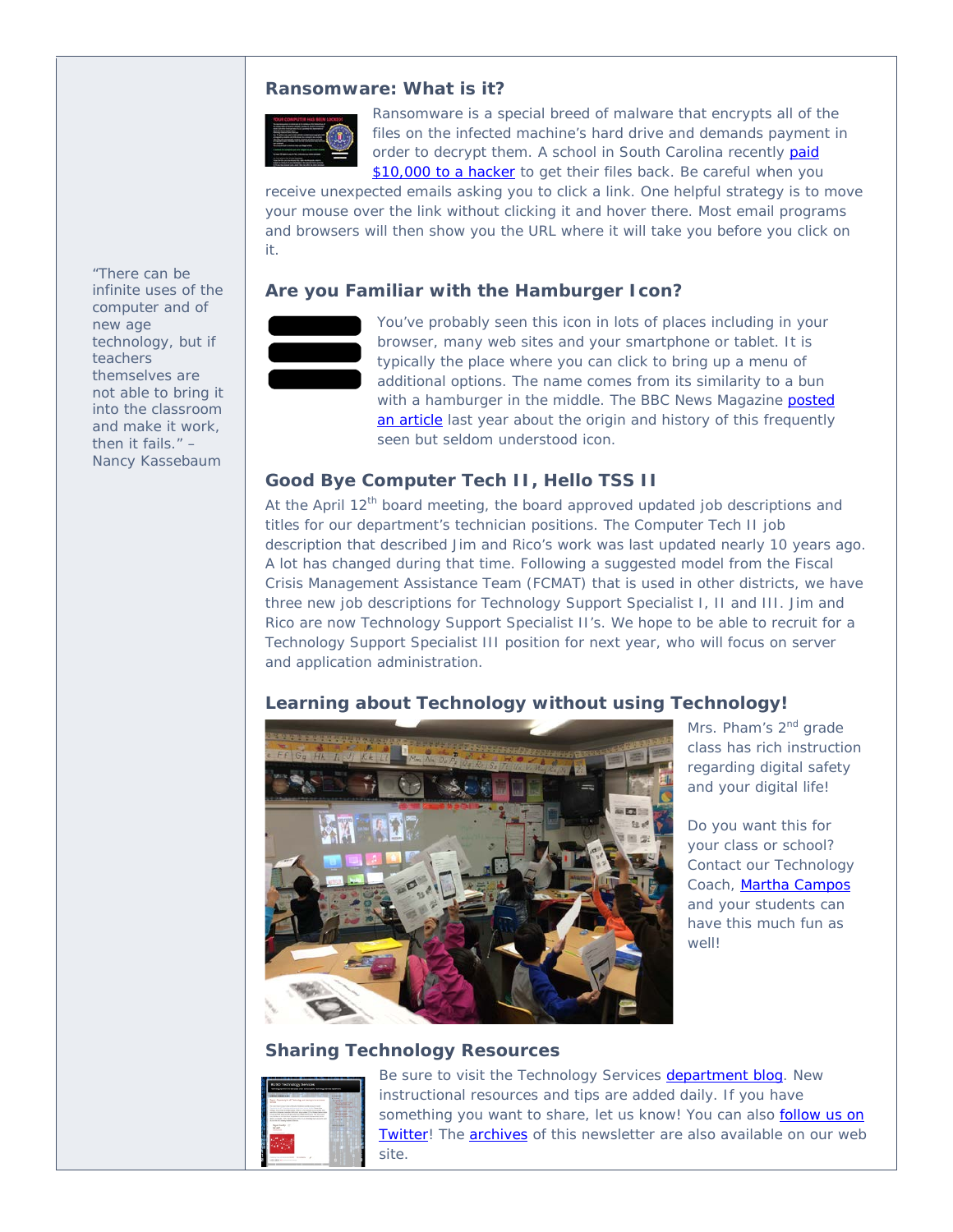"There can be infinite uses of the computer and of new age technology, but if teachers themselves are not able to bring it into the classroom and make it work, then it fails." – Nancy Kassebaum

## Ransomware: What is it?

Ransomware is a special breed of malware that encrypts all of the files on the infected machine's hard drive and demands payment in order to decrypt them. A school in South Carolina recently paid $10,000 to a hacker to get their files back. Be careful when you receive unexpected emails asking you to click a link. One helpful strategy is to move your mouse over the link without clicking it and hover there. Most email programs and browsers will then show you the URL where it will take you before you click on it.

## Are you Familiar with the Hamburger Icon?

You've probably seen this icon in lots of places including in your browser, many web sites and your smartphone or tablet. It is typically the place where you can click to bring up a menu of additional options. The name comes from its similarity to a bun with a hamburger in the middle. The BBC News Magazine posted an article last year about the origin and history of this frequently seen but seldom understood icon.

## Good Bye Computer Tech II, Hello TSS II

At the April 12th board meeting, the board approved updated job descriptions and titles for our department's technician positions. The Computer Tech II job description that described Jim and Rico's work was last updated nearly 10 years ago. A lot has changed during that time. Following a suggested model from the Fiscal Crisis Management Assistance Team (FCMAT) that is used in other districts, we have three new job descriptions for Technology Support Specialist I, II and III. Jim and Rico are now Technology Support Specialist II's. We hope to be able to recruit for a Technology Support Specialist III position for next year, who will focus on server and application administration.

## Learning about Technology without using Technology!

Mrs. Pham's 2nd grade class has rich instruction regarding digital safety and your digital life!

Do you want this for your class or school? Contact our Technology Coach, Martha Campos and your students can have this much fun as well!

## Sharing Technology Resources

Be sure to visit the Technology Services department blog. New instructional resources and tips are added daily. If you have something you want to share, let us know! You can also follow us on Twitter! The archives of this newsletter are also available on our web site.